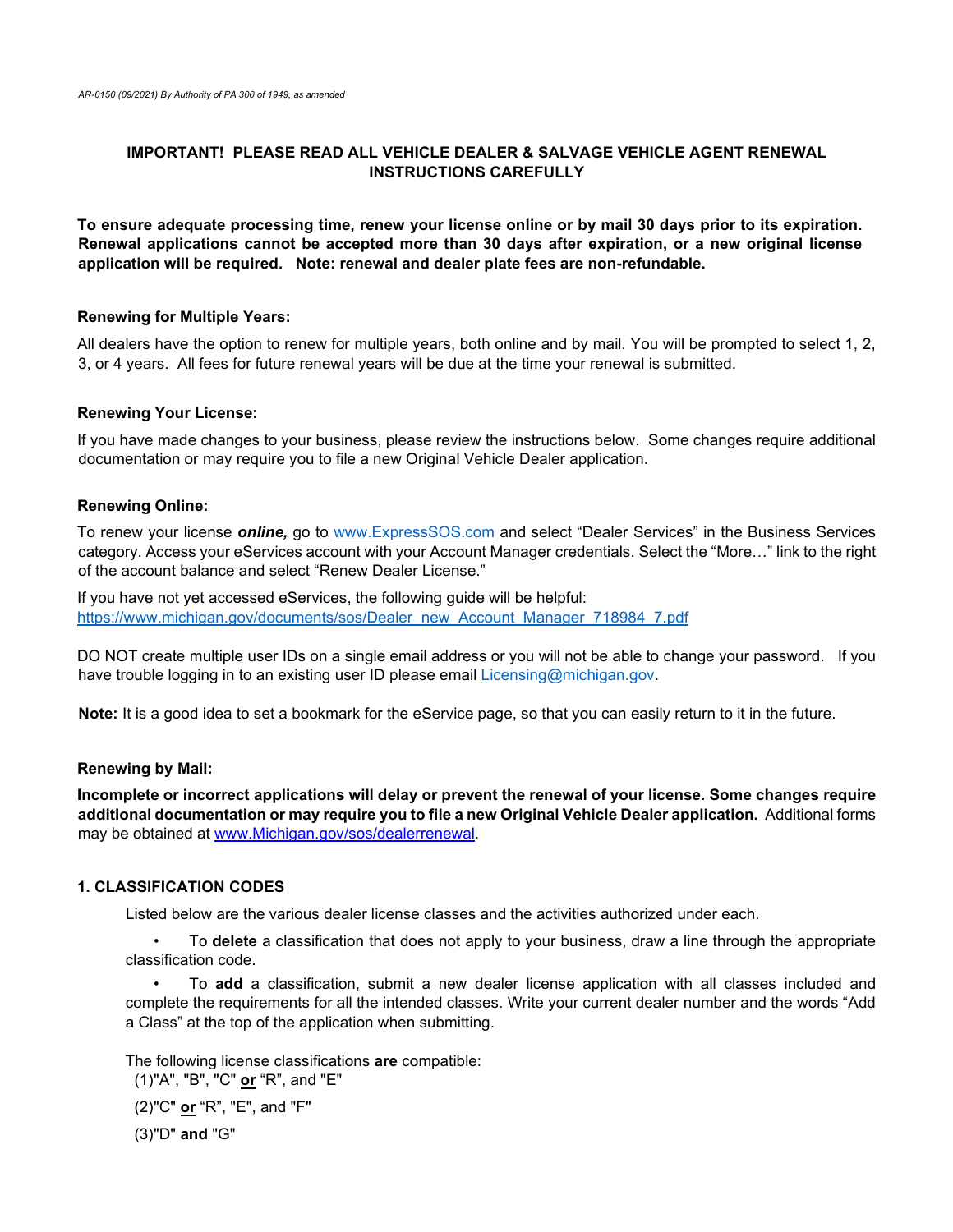*AR-0150 (09/2021) By Authority of PA 300 of 1949, as amended*

## IMPORTANT! PLEASE READ ALL VEHICLE DEALER & SALVAGE VEHICLE AGENT RENEWAL INSTRUCTIONS CAREFULLY

**To ensure adequate processing time, renew your license online or by mail 30 days prior to its expiration. Renewal applications cannot be accepted more than 30 days after expiration, or a new original license application will be required. Note: renewal and dealer plate fees are non-refundable.**

### Renewing for Multiple Years:

All dealers have the option to renew for multiple years, both online and by mail. You will be prompted to select 1, 2, 3, or 4 years. All fees for future renewal years will be due at the time your renewal is submitted.

### Renewing Your License:

If you have made changes to your business, please review the instructions below. Some changes require additional documentation or may require you to file a new Original Vehicle Dealer application.

### Renewing Online:

To renew your license ***online,*** go to www.ExpressSOS.com and select "Dealer Services" in the Business Services category. Access your eServices account with your Account Manager credentials. Select the "More…" link to the right of the account balance and select "Renew Dealer License."

If you have not yet accessed eServices, the following guide will be helpful:
https://www.michigan.gov/documents/sos/Dealer_new_Account_Manager_718984_7.pdf

DO NOT create multiple user IDs on a single email address or you will not be able to change your password. If you have trouble logging in to an existing user ID please email Licensing@michigan.gov.

**Note:** It is a good idea to set a bookmark for the eService page, so that you can easily return to it in the future.

### Renewing by Mail:

**Incomplete or incorrect applications will delay or prevent the renewal of your license. Some changes require additional documentation or may require you to file a new Original Vehicle Dealer application.** Additional forms may be obtained at www.Michigan.gov/sos/dealerrenewal.

### 1. CLASSIFICATION CODES

Listed below are the various dealer license classes and the activities authorized under each.

- To **delete** a classification that does not apply to your business, draw a line through the appropriate classification code.
- To **add** a classification, submit a new dealer license application with all classes included and complete the requirements for all the intended classes. Write your current dealer number and the words "Add a Class" at the top of the application when submitting.

The following license classifications **are** compatible:

(1)"A", "B", "C" **or** "R", and "E"

(2)"C" **or** "R", "E", and "F"

(3)"D" **and** "G"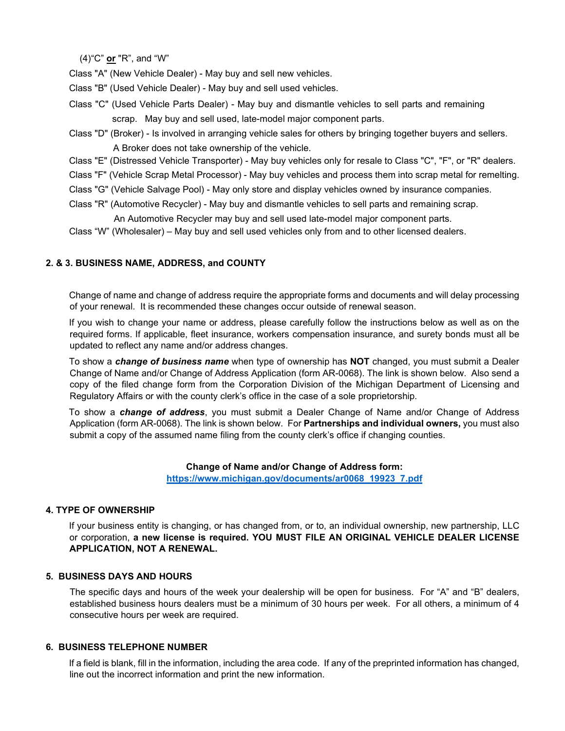(4)"C" **or** "R", and "W"

Class "A" (New Vehicle Dealer) - May buy and sell new vehicles.

Class "B" (Used Vehicle Dealer) - May buy and sell used vehicles.

Class "C" (Used Vehicle Parts Dealer) - May buy and dismantle vehicles to sell parts and remaining scrap. May buy and sell used, late-model major component parts.

Class "D" (Broker) - Is involved in arranging vehicle sales for others by bringing together buyers and sellers. A Broker does not take ownership of the vehicle.

Class "E" (Distressed Vehicle Transporter) - May buy vehicles only for resale to Class "C", "F", or "R" dealers.

Class "F" (Vehicle Scrap Metal Processor) - May buy vehicles and process them into scrap metal for remelting.

Class "G" (Vehicle Salvage Pool) - May only store and display vehicles owned by insurance companies.

Class "R" (Automotive Recycler) - May buy and dismantle vehicles to sell parts and remaining scrap. An Automotive Recycler may buy and sell used late-model major component parts.

Class "W" (Wholesaler) – May buy and sell used vehicles only from and to other licensed dealers.

## 2. & 3. BUSINESS NAME, ADDRESS, and COUNTY

Change of name and change of address require the appropriate forms and documents and will delay processing of your renewal. It is recommended these changes occur outside of renewal season.

If you wish to change your name or address, please carefully follow the instructions below as well as on the required forms. If applicable, fleet insurance, workers compensation insurance, and surety bonds must all be updated to reflect any name and/or address changes.

To show a ***change of business name*** when type of ownership has **NOT** changed, you must submit a Dealer Change of Name and/or Change of Address Application (form AR-0068). The link is shown below. Also send a copy of the filed change form from the Corporation Division of the Michigan Department of Licensing and Regulatory Affairs or with the county clerk's office in the case of a sole proprietorship.

To show a ***change of address***, you must submit a Dealer Change of Name and/or Change of Address Application (form AR-0068). The link is shown below. For **Partnerships and individual owners,** you must also submit a copy of the assumed name filing from the county clerk's office if changing counties.

**Change of Name and/or Change of Address form:**
**https://www.michigan.gov/documents/ar0068_19923_7.pdf**

## 4. TYPE OF OWNERSHIP

If your business entity is changing, or has changed from, or to, an individual ownership, new partnership, LLC or corporation, **a new license is required. YOU MUST FILE AN ORIGINAL VEHICLE DEALER LICENSE APPLICATION, NOT A RENEWAL.**

## 5. BUSINESS DAYS AND HOURS

The specific days and hours of the week your dealership will be open for business. For "A" and "B" dealers, established business hours dealers must be a minimum of 30 hours per week. For all others, a minimum of 4 consecutive hours per week are required.

## 6. BUSINESS TELEPHONE NUMBER

If a field is blank, fill in the information, including the area code. If any of the preprinted information has changed, line out the incorrect information and print the new information.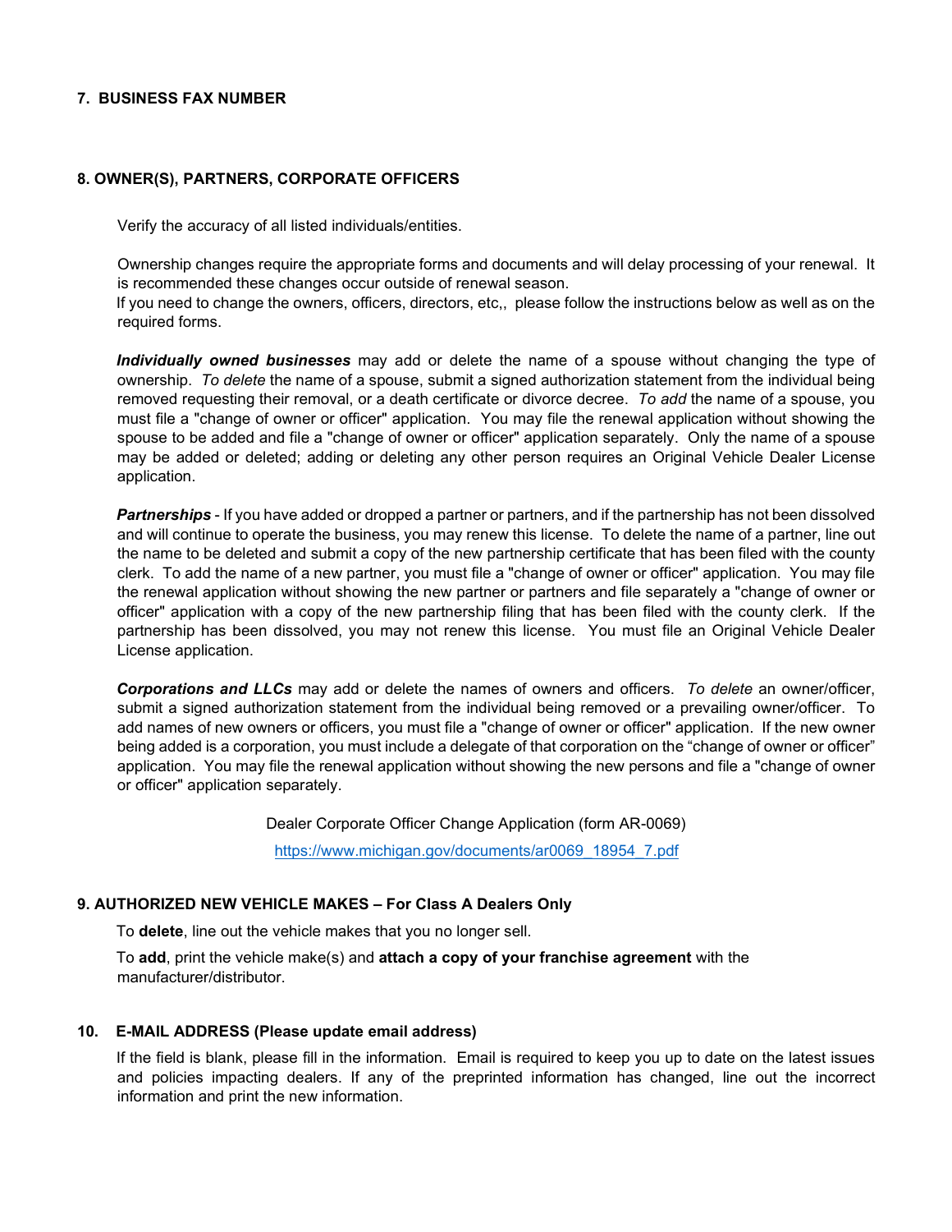**7. BUSINESS FAX NUMBER**

**8. OWNER(S), PARTNERS, CORPORATE OFFICERS**

Verify the accuracy of all listed individuals/entities.

Ownership changes require the appropriate forms and documents and will delay processing of your renewal. It is recommended these changes occur outside of renewal season.
If you need to change the owners, officers, directors, etc,, please follow the instructions below as well as on the required forms.

***Individually owned businesses*** may add or delete the name of a spouse without changing the type of ownership. *To delete* the name of a spouse, submit a signed authorization statement from the individual being removed requesting their removal, or a death certificate or divorce decree. *To add* the name of a spouse, you must file a "change of owner or officer" application. You may file the renewal application without showing the spouse to be added and file a "change of owner or officer" application separately. Only the name of a spouse may be added or deleted; adding or deleting any other person requires an Original Vehicle Dealer License application.

***Partnerships*** - If you have added or dropped a partner or partners, and if the partnership has not been dissolved and will continue to operate the business, you may renew this license. To delete the name of a partner, line out the name to be deleted and submit a copy of the new partnership certificate that has been filed with the county clerk. To add the name of a new partner, you must file a "change of owner or officer" application. You may file the renewal application without showing the new partner or partners and file separately a "change of owner or officer" application with a copy of the new partnership filing that has been filed with the county clerk. If the partnership has been dissolved, you may not renew this license. You must file an Original Vehicle Dealer License application.

***Corporations and LLCs*** may add or delete the names of owners and officers. *To delete* an owner/officer, submit a signed authorization statement from the individual being removed or a prevailing owner/officer. To add names of new owners or officers, you must file a "change of owner or officer" application. If the new owner being added is a corporation, you must include a delegate of that corporation on the "change of owner or officer" application. You may file the renewal application without showing the new persons and file a "change of owner or officer" application separately.

Dealer Corporate Officer Change Application (form AR-0069)

https://www.michigan.gov/documents/ar0069_18954_7.pdf

**9. AUTHORIZED NEW VEHICLE MAKES – For Class A Dealers Only**

To **delete**, line out the vehicle makes that you no longer sell.

To **add**, print the vehicle make(s) and **attach a copy of your franchise agreement** with the manufacturer/distributor.

**10. E-MAIL ADDRESS (Please update email address)**

If the field is blank, please fill in the information. Email is required to keep you up to date on the latest issues and policies impacting dealers. If any of the preprinted information has changed, line out the incorrect information and print the new information.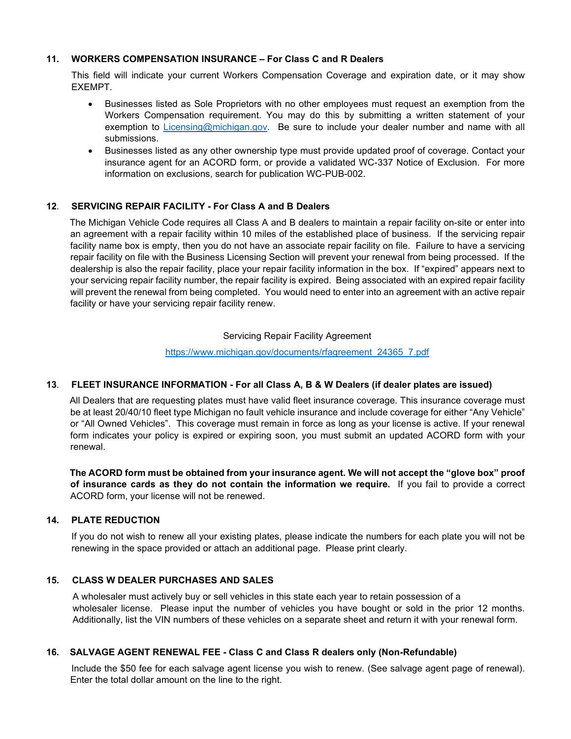## 11. WORKERS COMPENSATION INSURANCE – For Class C and R Dealers

This field will indicate your current Workers Compensation Coverage and expiration date, or it may show EXEMPT.

- Businesses listed as Sole Proprietors with no other employees must request an exemption from the Workers Compensation requirement. You may do this by submitting a written statement of your exemption to Licensing@michigan.gov. Be sure to include your dealer number and name with all submissions.
- Businesses listed as any other ownership type must provide updated proof of coverage. Contact your insurance agent for an ACORD form, or provide a validated WC-337 Notice of Exclusion. For more information on exclusions, search for publication WC-PUB-002.

## 12. SERVICING REPAIR FACILITY - For Class A and B Dealers

The Michigan Vehicle Code requires all Class A and B dealers to maintain a repair facility on-site or enter into an agreement with a repair facility within 10 miles of the established place of business. If the servicing repair facility name box is empty, then you do not have an associate repair facility on file. Failure to have a servicing repair facility on file with the Business Licensing Section will prevent your renewal from being processed. If the dealership is also the repair facility, place your repair facility information in the box. If "expired" appears next to your servicing repair facility number, the repair facility is expired. Being associated with an expired repair facility will prevent the renewal from being completed. You would need to enter into an agreement with an active repair facility or have your servicing repair facility renew.

Servicing Repair Facility Agreement

https://www.michigan.gov/documents/rfagreement_24365_7.pdf

## 13. FLEET INSURANCE INFORMATION - For all Class A, B & W Dealers (if dealer plates are issued)

All Dealers that are requesting plates must have valid fleet insurance coverage. This insurance coverage must be at least 20/40/10 fleet type Michigan no fault vehicle insurance and include coverage for either "Any Vehicle" or "All Owned Vehicles". This coverage must remain in force as long as your license is active. If your renewal form indicates your policy is expired or expiring soon, you must submit an updated ACORD form with your renewal.

**The ACORD form must be obtained from your insurance agent. We will not accept the "glove box" proof of insurance cards as they do not contain the information we require.** If you fail to provide a correct ACORD form, your license will not be renewed.

## 14. PLATE REDUCTION

If you do not wish to renew all your existing plates, please indicate the numbers for each plate you will not be renewing in the space provided or attach an additional page. Please print clearly.

## 15. CLASS W DEALER PURCHASES AND SALES

A wholesaler must actively buy or sell vehicles in this state each year to retain possession of a wholesaler license. Please input the number of vehicles you have bought or sold in the prior 12 months. Additionally, list the VIN numbers of these vehicles on a separate sheet and return it with your renewal form.

## 16. SALVAGE AGENT RENEWAL FEE - Class C and Class R dealers only (Non-Refundable)

Include the $50 fee for each salvage agent license you wish to renew. (See salvage agent page of renewal). Enter the total dollar amount on the line to the right.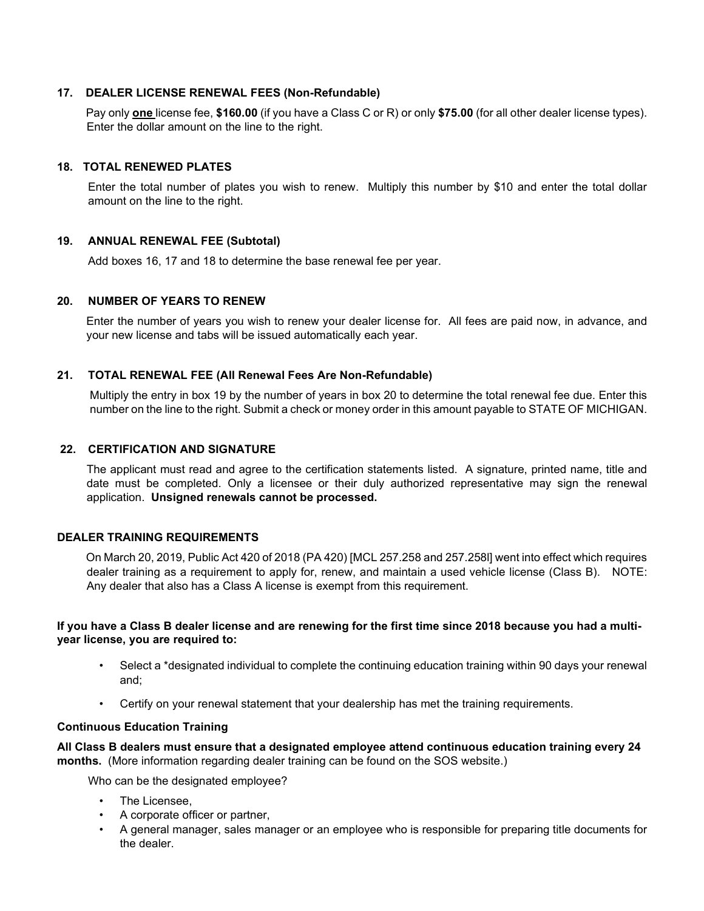## 17. DEALER LICENSE RENEWAL FEES (Non-Refundable)

Pay only **one** license fee, **$160.00** (if you have a Class C or R) or only **$75.00** (for all other dealer license types). Enter the dollar amount on the line to the right.

## 18. TOTAL RENEWED PLATES

Enter the total number of plates you wish to renew. Multiply this number by $10 and enter the total dollar amount on the line to the right.

## 19. ANNUAL RENEWAL FEE (Subtotal)

Add boxes 16, 17 and 18 to determine the base renewal fee per year.

## 20. NUMBER OF YEARS TO RENEW

Enter the number of years you wish to renew your dealer license for. All fees are paid now, in advance, and your new license and tabs will be issued automatically each year.

## 21. TOTAL RENEWAL FEE (All Renewal Fees Are Non-Refundable)

Multiply the entry in box 19 by the number of years in box 20 to determine the total renewal fee due. Enter this number on the line to the right. Submit a check or money order in this amount payable to STATE OF MICHIGAN.

## 22. CERTIFICATION AND SIGNATURE

The applicant must read and agree to the certification statements listed. A signature, printed name, title and date must be completed. Only a licensee or their duly authorized representative may sign the renewal application. **Unsigned renewals cannot be processed.**

## DEALER TRAINING REQUIREMENTS

On March 20, 2019, Public Act 420 of 2018 (PA 420) [MCL 257.258 and 257.258l] went into effect which requires dealer training as a requirement to apply for, renew, and maintain a used vehicle license (Class B). NOTE: Any dealer that also has a Class A license is exempt from this requirement.

**If you have a Class B dealer license and are renewing for the first time since 2018 because you had a multi-year license, you are required to:**

- Select a *designated individual to complete the continuing education training within 90 days your renewal and;
- Certify on your renewal statement that your dealership has met the training requirements.

**Continuous Education Training**

**All Class B dealers must ensure that a designated employee attend continuous education training every 24 months.** (More information regarding dealer training can be found on the SOS website.)

Who can be the designated employee?

- The Licensee,
- A corporate officer or partner,
- A general manager, sales manager or an employee who is responsible for preparing title documents for the dealer.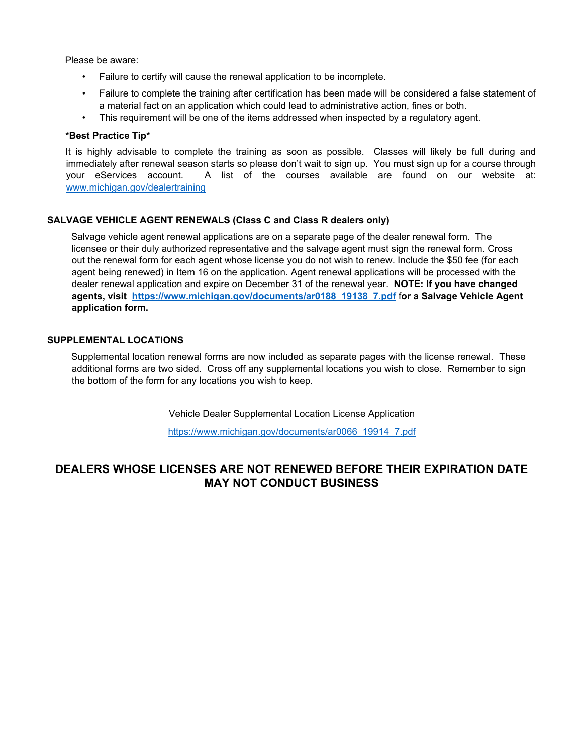Please be aware:

- Failure to certify will cause the renewal application to be incomplete.
- Failure to complete the training after certification has been made will be considered a false statement of a material fact on an application which could lead to administrative action, fines or both.
- This requirement will be one of the items addressed when inspected by a regulatory agent.

**\*Best Practice Tip\***

It is highly advisable to complete the training as soon as possible. Classes will likely be full during and immediately after renewal season starts so please don't wait to sign up. You must sign up for a course through your eServices account. A list of the courses available are found on our website at: www.michigan.gov/dealertraining

### SALVAGE VEHICLE AGENT RENEWALS (Class C and Class R dealers only)

Salvage vehicle agent renewal applications are on a separate page of the dealer renewal form. The licensee or their duly authorized representative and the salvage agent must sign the renewal form. Cross out the renewal form for each agent whose license you do not wish to renew. Include the $50 fee (for each agent being renewed) in Item 16 on the application. Agent renewal applications will be processed with the dealer renewal application and expire on December 31 of the renewal year. **NOTE: If you have changed agents, visit https://www.michigan.gov/documents/ar0188_19138_7.pdf for a Salvage Vehicle Agent application form.**

### SUPPLEMENTAL LOCATIONS

Supplemental location renewal forms are now included as separate pages with the license renewal. These additional forms are two sided. Cross off any supplemental locations you wish to close. Remember to sign the bottom of the form for any locations you wish to keep.

Vehicle Dealer Supplemental Location License Application

https://www.michigan.gov/documents/ar0066_19914_7.pdf

## DEALERS WHOSE LICENSES ARE NOT RENEWED BEFORE THEIR EXPIRATION DATE MAY NOT CONDUCT BUSINESS